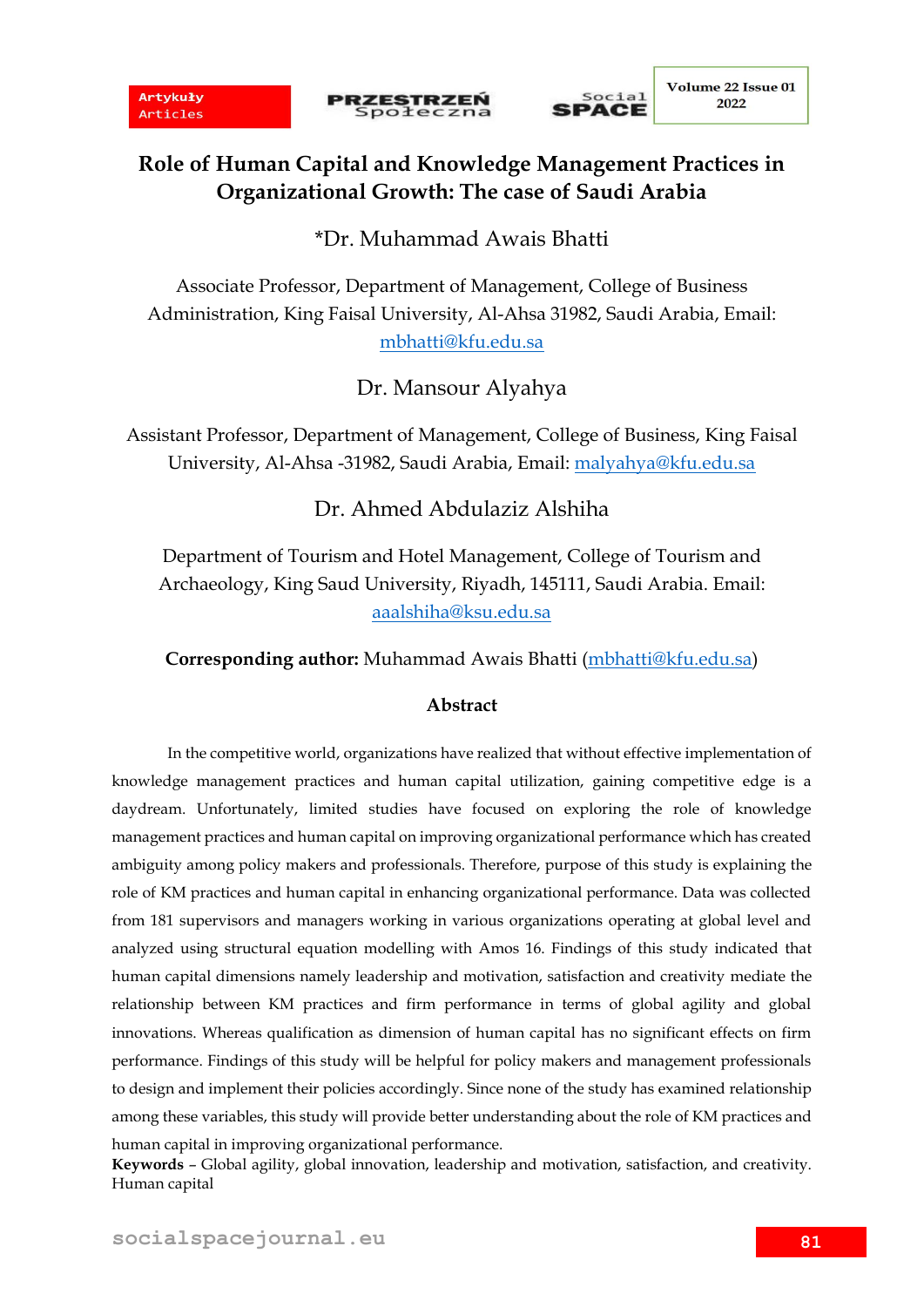# Role of Human Capital and Knowledge Management Practices in Organizational Growth: The case of Saudi Arabia

*Dr. Muhammad Awais Bhatti

Associate Professor, Department of Management, College of Business Administration, King Faisal University, Al-Ahsa 31982, Saudi Arabia, Email: mbhatti@kfu.edu.sa

Dr. Mansour Alyahya

Assistant Professor, Department of Management, College of Business, King Faisal University, Al-Ahsa -31982, Saudi Arabia, Email: malyahya@kfu.edu.sa

Dr. Ahmed Abdulaziz Alshiha

Department of Tourism and Hotel Management, College of Tourism and Archaeology, King Saud University, Riyadh, 145111, Saudi Arabia. Email: aaalshiha@ksu.edu.sa

**Corresponding author:** Muhammad Awais Bhatti (mbhatti@kfu.edu.sa)

## Abstract

In the competitive world, organizations have realized that without effective implementation of knowledge management practices and human capital utilization, gaining competitive edge is a daydream. Unfortunately, limited studies have focused on exploring the role of knowledge management practices and human capital on improving organizational performance which has created ambiguity among policy makers and professionals. Therefore, purpose of this study is explaining the role of KM practices and human capital in enhancing organizational performance. Data was collected from 181 supervisors and managers working in various organizations operating at global level and analyzed using structural equation modelling with Amos 16. Findings of this study indicated that human capital dimensions namely leadership and motivation, satisfaction and creativity mediate the relationship between KM practices and firm performance in terms of global agility and global innovations. Whereas qualification as dimension of human capital has no significant effects on firm performance. Findings of this study will be helpful for policy makers and management professionals to design and implement their policies accordingly. Since none of the study has examined relationship among these variables, this study will provide better understanding about the role of KM practices and human capital in improving organizational performance.

**Keywords** – Global agility, global innovation, leadership and motivation, satisfaction, and creativity. Human capital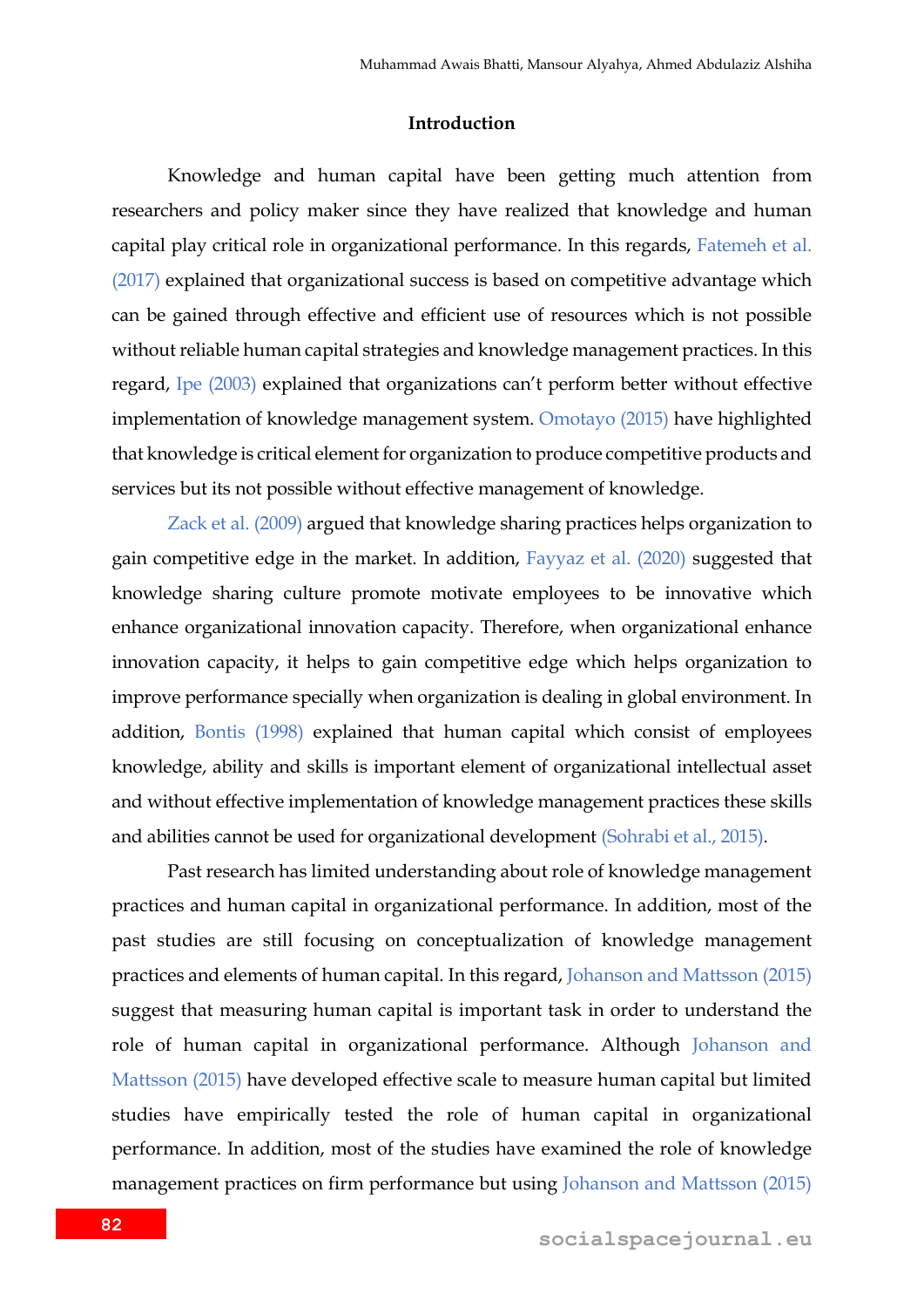## Introduction

Knowledge and human capital have been getting much attention from researchers and policy maker since they have realized that knowledge and human capital play critical role in organizational performance. In this regards, Fatemeh et al. (2017) explained that organizational success is based on competitive advantage which can be gained through effective and efficient use of resources which is not possible without reliable human capital strategies and knowledge management practices. In this regard, Ipe (2003) explained that organizations can't perform better without effective implementation of knowledge management system. Omotayo (2015) have highlighted that knowledge is critical element for organization to produce competitive products and services but its not possible without effective management of knowledge.

Zack et al. (2009) argued that knowledge sharing practices helps organization to gain competitive edge in the market. In addition, Fayyaz et al. (2020) suggested that knowledge sharing culture promote motivate employees to be innovative which enhance organizational innovation capacity. Therefore, when organizational enhance innovation capacity, it helps to gain competitive edge which helps organization to improve performance specially when organization is dealing in global environment. In addition, Bontis (1998) explained that human capital which consist of employees knowledge, ability and skills is important element of organizational intellectual asset and without effective implementation of knowledge management practices these skills and abilities cannot be used for organizational development (Sohrabi et al., 2015).

Past research has limited understanding about role of knowledge management practices and human capital in organizational performance. In addition, most of the past studies are still focusing on conceptualization of knowledge management practices and elements of human capital. In this regard, Johanson and Mattsson (2015) suggest that measuring human capital is important task in order to understand the role of human capital in organizational performance. Although Johanson and Mattsson (2015) have developed effective scale to measure human capital but limited studies have empirically tested the role of human capital in organizational performance. In addition, most of the studies have examined the role of knowledge management practices on firm performance but using Johanson and Mattsson (2015)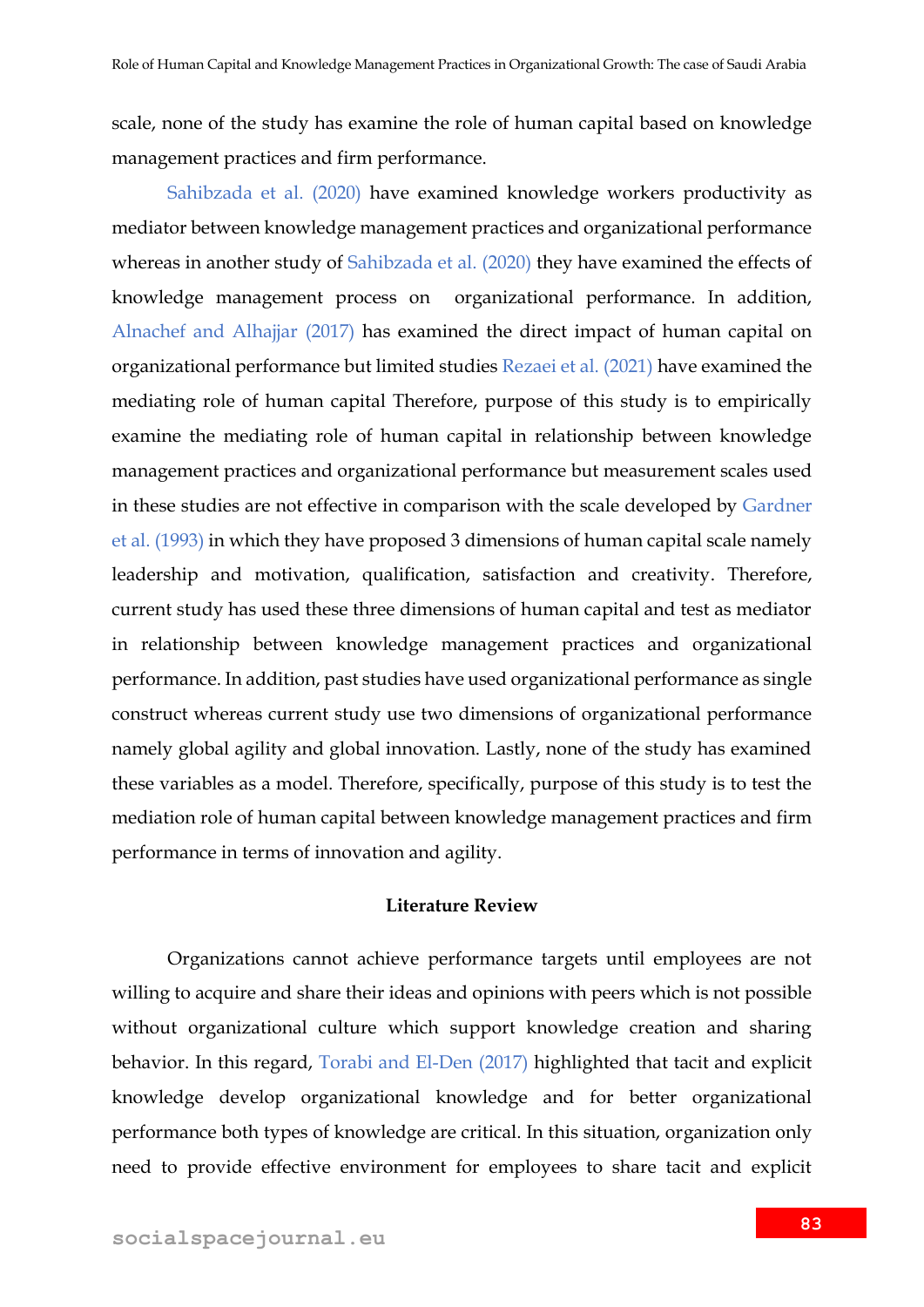scale, none of the study has examine the role of human capital based on knowledge management practices and firm performance.

Sahibzada et al. (2020) have examined knowledge workers productivity as mediator between knowledge management practices and organizational performance whereas in another study of Sahibzada et al. (2020) they have examined the effects of knowledge management process on organizational performance. In addition, Alnachef and Alhajjar (2017) has examined the direct impact of human capital on organizational performance but limited studies Rezaei et al. (2021) have examined the mediating role of human capital Therefore, purpose of this study is to empirically examine the mediating role of human capital in relationship between knowledge management practices and organizational performance but measurement scales used in these studies are not effective in comparison with the scale developed by Gardner et al. (1993) in which they have proposed 3 dimensions of human capital scale namely leadership and motivation, qualification, satisfaction and creativity. Therefore, current study has used these three dimensions of human capital and test as mediator in relationship between knowledge management practices and organizational performance. In addition, past studies have used organizational performance as single construct whereas current study use two dimensions of organizational performance namely global agility and global innovation. Lastly, none of the study has examined these variables as a model. Therefore, specifically, purpose of this study is to test the mediation role of human capital between knowledge management practices and firm performance in terms of innovation and agility.

## Literature Review

Organizations cannot achieve performance targets until employees are not willing to acquire and share their ideas and opinions with peers which is not possible without organizational culture which support knowledge creation and sharing behavior. In this regard, Torabi and El-Den (2017) highlighted that tacit and explicit knowledge develop organizational knowledge and for better organizational performance both types of knowledge are critical. In this situation, organization only need to provide effective environment for employees to share tacit and explicit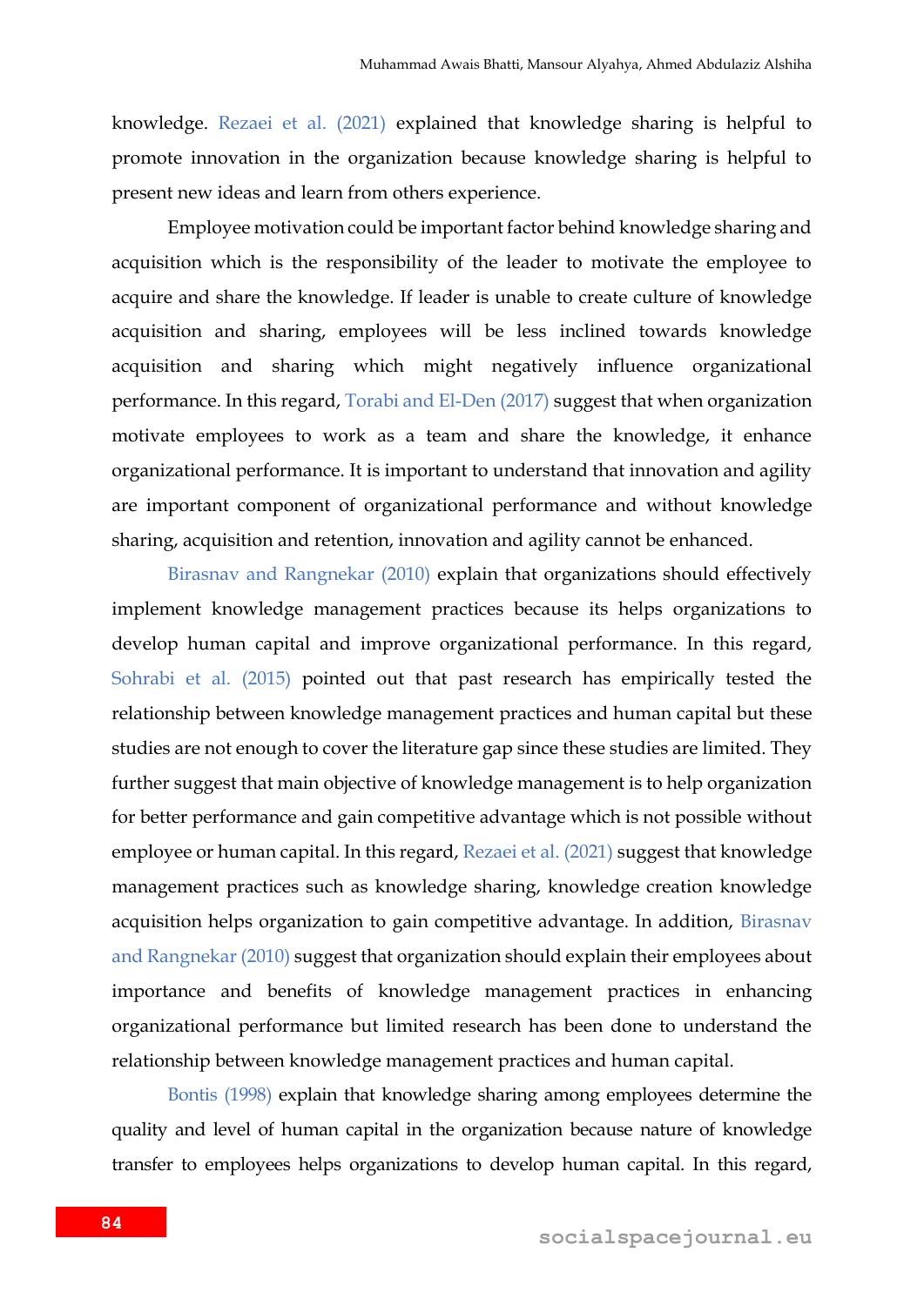knowledge. Rezaei et al. (2021) explained that knowledge sharing is helpful to promote innovation in the organization because knowledge sharing is helpful to present new ideas and learn from others experience.

Employee motivation could be important factor behind knowledge sharing and acquisition which is the responsibility of the leader to motivate the employee to acquire and share the knowledge. If leader is unable to create culture of knowledge acquisition and sharing, employees will be less inclined towards knowledge acquisition and sharing which might negatively influence organizational performance. In this regard, Torabi and El-Den (2017) suggest that when organization motivate employees to work as a team and share the knowledge, it enhance organizational performance. It is important to understand that innovation and agility are important component of organizational performance and without knowledge sharing, acquisition and retention, innovation and agility cannot be enhanced.

Birasnav and Rangnekar (2010) explain that organizations should effectively implement knowledge management practices because its helps organizations to develop human capital and improve organizational performance. In this regard, Sohrabi et al. (2015) pointed out that past research has empirically tested the relationship between knowledge management practices and human capital but these studies are not enough to cover the literature gap since these studies are limited. They further suggest that main objective of knowledge management is to help organization for better performance and gain competitive advantage which is not possible without employee or human capital. In this regard, Rezaei et al. (2021) suggest that knowledge management practices such as knowledge sharing, knowledge creation knowledge acquisition helps organization to gain competitive advantage. In addition, Birasnav and Rangnekar (2010) suggest that organization should explain their employees about importance and benefits of knowledge management practices in enhancing organizational performance but limited research has been done to understand the relationship between knowledge management practices and human capital.

Bontis (1998) explain that knowledge sharing among employees determine the quality and level of human capital in the organization because nature of knowledge transfer to employees helps organizations to develop human capital. In this regard,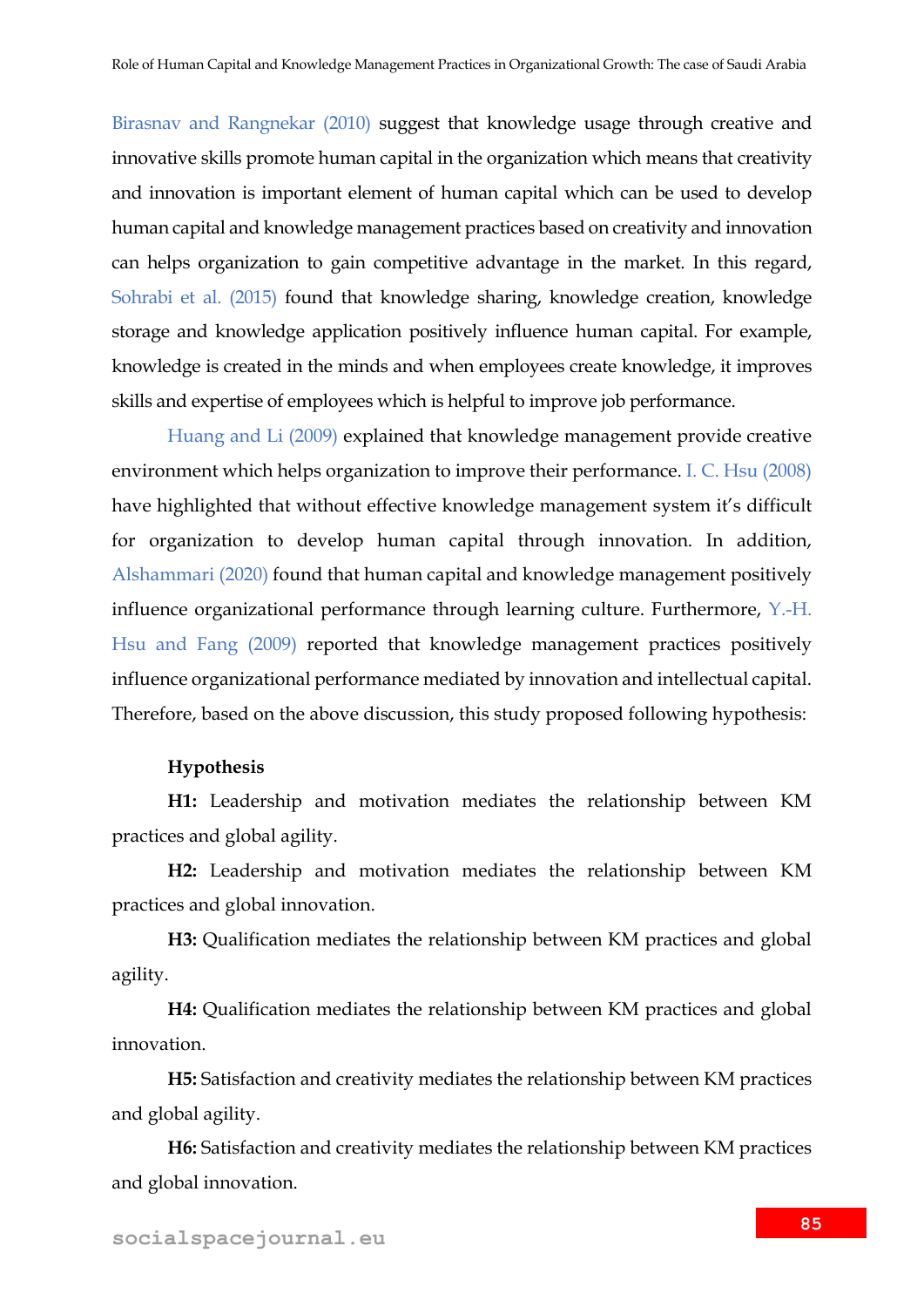Birasnav and Rangnekar (2010) suggest that knowledge usage through creative and innovative skills promote human capital in the organization which means that creativity and innovation is important element of human capital which can be used to develop human capital and knowledge management practices based on creativity and innovation can helps organization to gain competitive advantage in the market. In this regard, Sohrabi et al. (2015) found that knowledge sharing, knowledge creation, knowledge storage and knowledge application positively influence human capital. For example, knowledge is created in the minds and when employees create knowledge, it improves skills and expertise of employees which is helpful to improve job performance.

Huang and Li (2009) explained that knowledge management provide creative environment which helps organization to improve their performance. I. C. Hsu (2008) have highlighted that without effective knowledge management system it's difficult for organization to develop human capital through innovation. In addition, Alshammari (2020) found that human capital and knowledge management positively influence organizational performance through learning culture. Furthermore, Y.-H. Hsu and Fang (2009) reported that knowledge management practices positively influence organizational performance mediated by innovation and intellectual capital. Therefore, based on the above discussion, this study proposed following hypothesis:

**Hypothesis**

**H1:** Leadership and motivation mediates the relationship between KM practices and global agility.

**H2:** Leadership and motivation mediates the relationship between KM practices and global innovation.

**H3:** Qualification mediates the relationship between KM practices and global agility.

**H4:** Qualification mediates the relationship between KM practices and global innovation.

**H5:** Satisfaction and creativity mediates the relationship between KM practices and global agility.

**H6:** Satisfaction and creativity mediates the relationship between KM practices and global innovation.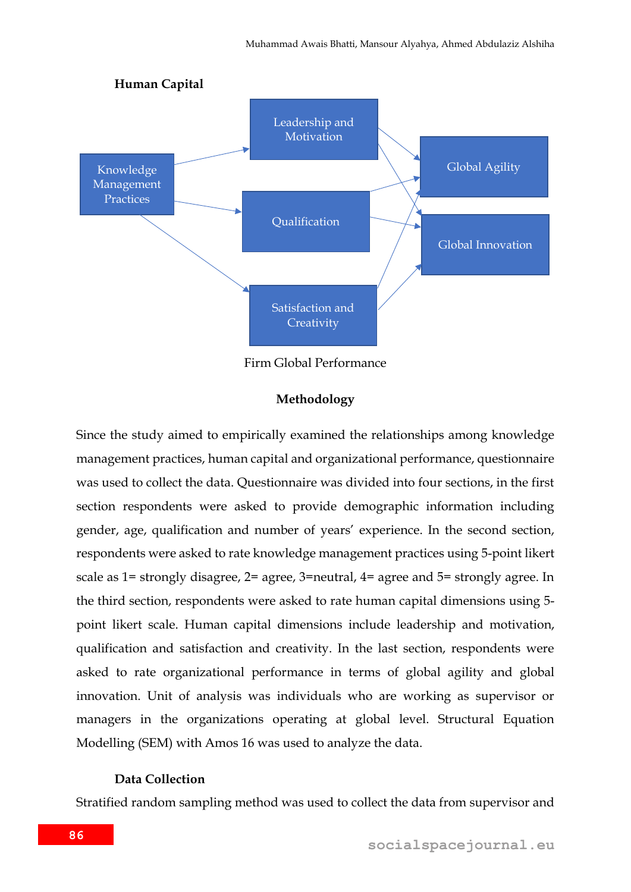**Human Capital**

Knowledge Management Practices

Leadership and Motivation

Qualification

Satisfaction and Creativity

Global Agility

Global Innovation

Firm Global Performance

## Methodology

Since the study aimed to empirically examined the relationships among knowledge management practices, human capital and organizational performance, questionnaire was used to collect the data. Questionnaire was divided into four sections, in the first section respondents were asked to provide demographic information including gender, age, qualification and number of years' experience. In the second section, respondents were asked to rate knowledge management practices using 5-point likert scale as 1= strongly disagree, 2= agree, 3=neutral, 4= agree and 5= strongly agree. In the third section, respondents were asked to rate human capital dimensions using 5-point likert scale. Human capital dimensions include leadership and motivation, qualification and satisfaction and creativity. In the last section, respondents were asked to rate organizational performance in terms of global agility and global innovation. Unit of analysis was individuals who are working as supervisor or managers in the organizations operating at global level. Structural Equation Modelling (SEM) with Amos 16 was used to analyze the data.

### Data Collection

Stratified random sampling method was used to collect the data from supervisor and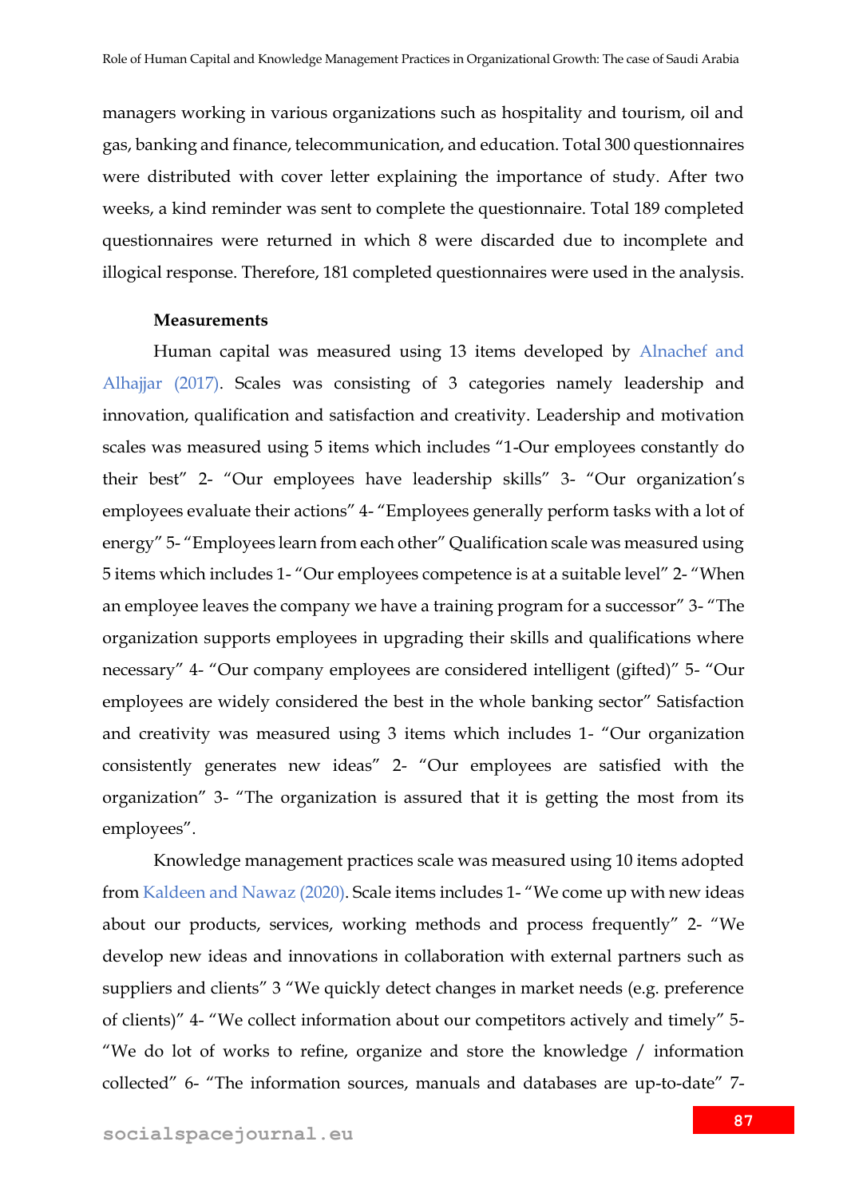managers working in various organizations such as hospitality and tourism, oil and gas, banking and finance, telecommunication, and education. Total 300 questionnaires were distributed with cover letter explaining the importance of study. After two weeks, a kind reminder was sent to complete the questionnaire. Total 189 completed questionnaires were returned in which 8 were discarded due to incomplete and illogical response. Therefore, 181 completed questionnaires were used in the analysis.

**Measurements**

Human capital was measured using 13 items developed by Alnachef and Alhajjar (2017). Scales was consisting of 3 categories namely leadership and innovation, qualification and satisfaction and creativity. Leadership and motivation scales was measured using 5 items which includes "1-Our employees constantly do their best" 2- "Our employees have leadership skills" 3- "Our organization's employees evaluate their actions" 4- "Employees generally perform tasks with a lot of energy" 5- "Employees learn from each other" Qualification scale was measured using 5 items which includes 1- "Our employees competence is at a suitable level" 2- "When an employee leaves the company we have a training program for a successor" 3- "The organization supports employees in upgrading their skills and qualifications where necessary" 4- "Our company employees are considered intelligent (gifted)" 5- "Our employees are widely considered the best in the whole banking sector" Satisfaction and creativity was measured using 3 items which includes 1- "Our organization consistently generates new ideas" 2- "Our employees are satisfied with the organization" 3- "The organization is assured that it is getting the most from its employees".

Knowledge management practices scale was measured using 10 items adopted from Kaldeen and Nawaz (2020). Scale items includes 1- "We come up with new ideas about our products, services, working methods and process frequently" 2- "We develop new ideas and innovations in collaboration with external partners such as suppliers and clients" 3 "We quickly detect changes in market needs (e.g. preference of clients)" 4- "We collect information about our competitors actively and timely" 5- "We do lot of works to refine, organize and store the knowledge / information collected" 6- "The information sources, manuals and databases are up-to-date" 7-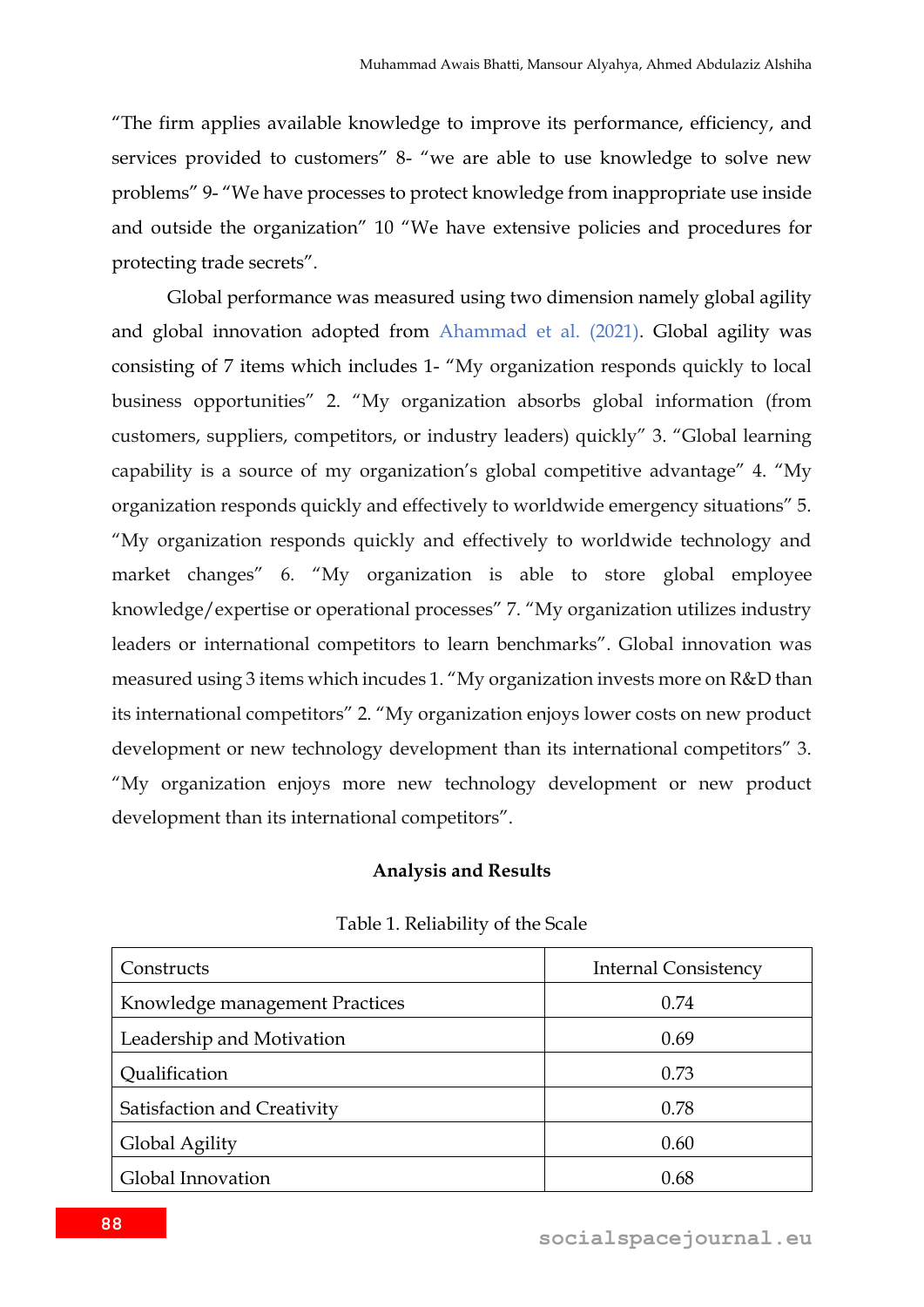"The firm applies available knowledge to improve its performance, efficiency, and services provided to customers" 8- "we are able to use knowledge to solve new problems" 9- "We have processes to protect knowledge from inappropriate use inside and outside the organization" 10 "We have extensive policies and procedures for protecting trade secrets".

Global performance was measured using two dimension namely global agility and global innovation adopted from Ahammad et al. (2021). Global agility was consisting of 7 items which includes 1- "My organization responds quickly to local business opportunities" 2. "My organization absorbs global information (from customers, suppliers, competitors, or industry leaders) quickly" 3. "Global learning capability is a source of my organization's global competitive advantage" 4. "My organization responds quickly and effectively to worldwide emergency situations" 5. "My organization responds quickly and effectively to worldwide technology and market changes" 6. "My organization is able to store global employee knowledge/expertise or operational processes" 7. "My organization utilizes industry leaders or international competitors to learn benchmarks". Global innovation was measured using 3 items which incudes 1. "My organization invests more on R&D than its international competitors" 2. "My organization enjoys lower costs on new product development or new technology development than its international competitors" 3. "My organization enjoys more new technology development or new product development than its international competitors".

## Analysis and Results

Table 1. Reliability of the Scale

| Constructs | Internal Consistency |
|---|---|
| Knowledge management Practices | 0.74 |
| Leadership and Motivation | 0.69 |
| Qualification | 0.73 |
| Satisfaction and Creativity | 0.78 |
| Global Agility | 0.60 |
| Global Innovation | 0.68 |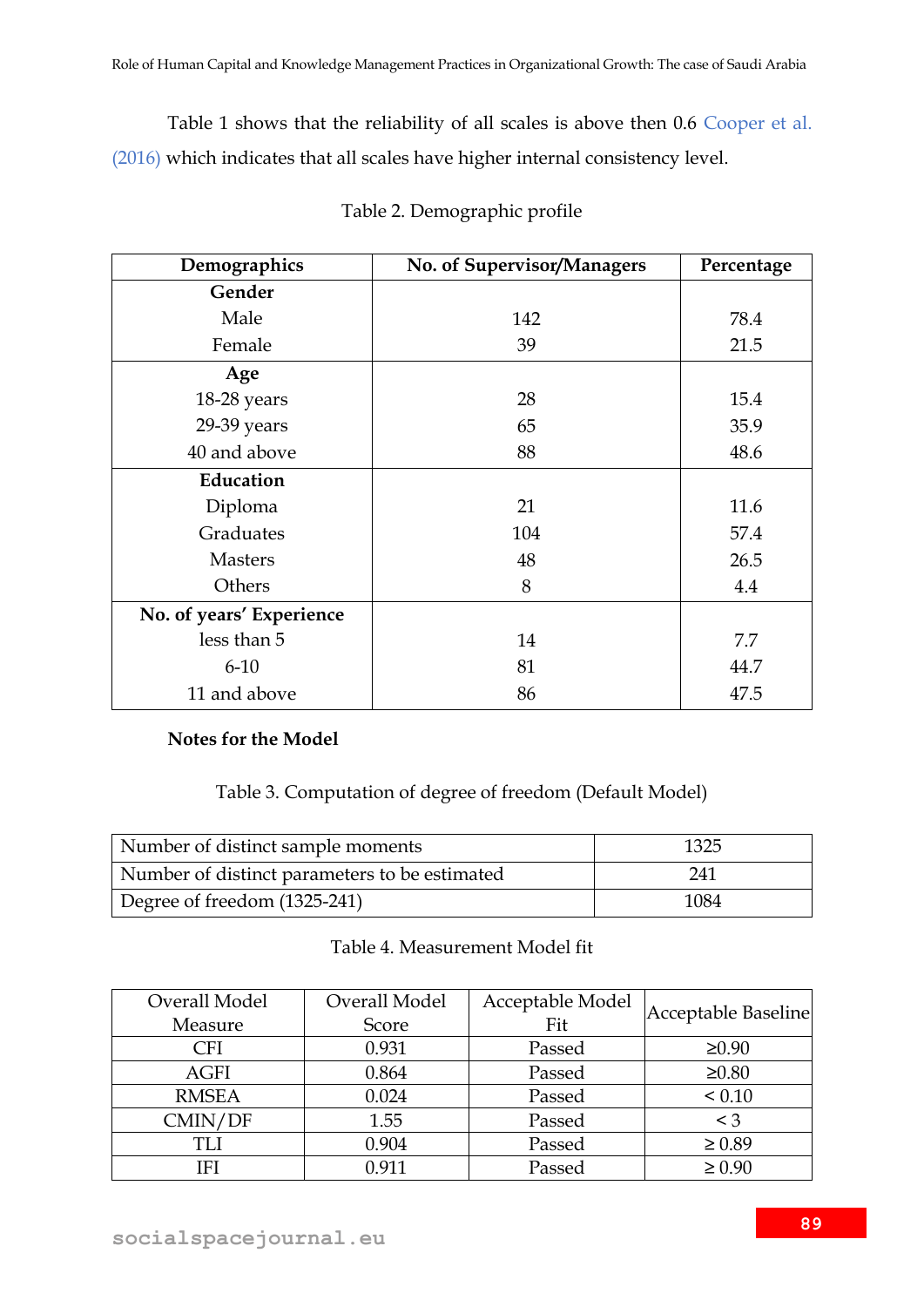Table 1 shows that the reliability of all scales is above then 0.6 Cooper et al. (2016) which indicates that all scales have higher internal consistency level.

Table 2. Demographic profile

| Demographics | No. of Supervisor/Managers | Percentage |
|---|---|---|
| **Gender** | | |
| Male | 142 | 78.4 |
| Female | 39 | 21.5 |
| **Age** | | |
| 18-28 years | 28 | 15.4 |
| 29-39 years | 65 | 35.9 |
| 40 and above | 88 | 48.6 |
| **Education** | | |
| Diploma | 21 | 11.6 |
| Graduates | 104 | 57.4 |
| Masters | 48 | 26.5 |
| Others | 8 | 4.4 |
| **No. of years' Experience** | | |
| less than 5 | 14 | 7.7 |
| 6-10 | 81 | 44.7 |
| 11 and above | 86 | 47.5 |

**Notes for the Model**

Table 3. Computation of degree of freedom (Default Model)

| | |
|---|---|
| Number of distinct sample moments | 1325 |
| Number of distinct parameters to be estimated | 241 |
| Degree of freedom (1325-241) | 1084 |

Table 4. Measurement Model fit

| Overall Model Measure | Overall Model Score | Acceptable Model Fit | Acceptable Baseline |
|---|---|---|---|
| CFI | 0.931 | Passed | ≥0.90 |
| AGFI | 0.864 | Passed | ≥0.80 |
| RMSEA | 0.024 | Passed | < 0.10 |
| CMIN/DF | 1.55 | Passed | < 3 |
| TLI | 0.904 | Passed | ≥ 0.89 |
| IFI | 0.911 | Passed | ≥ 0.90 |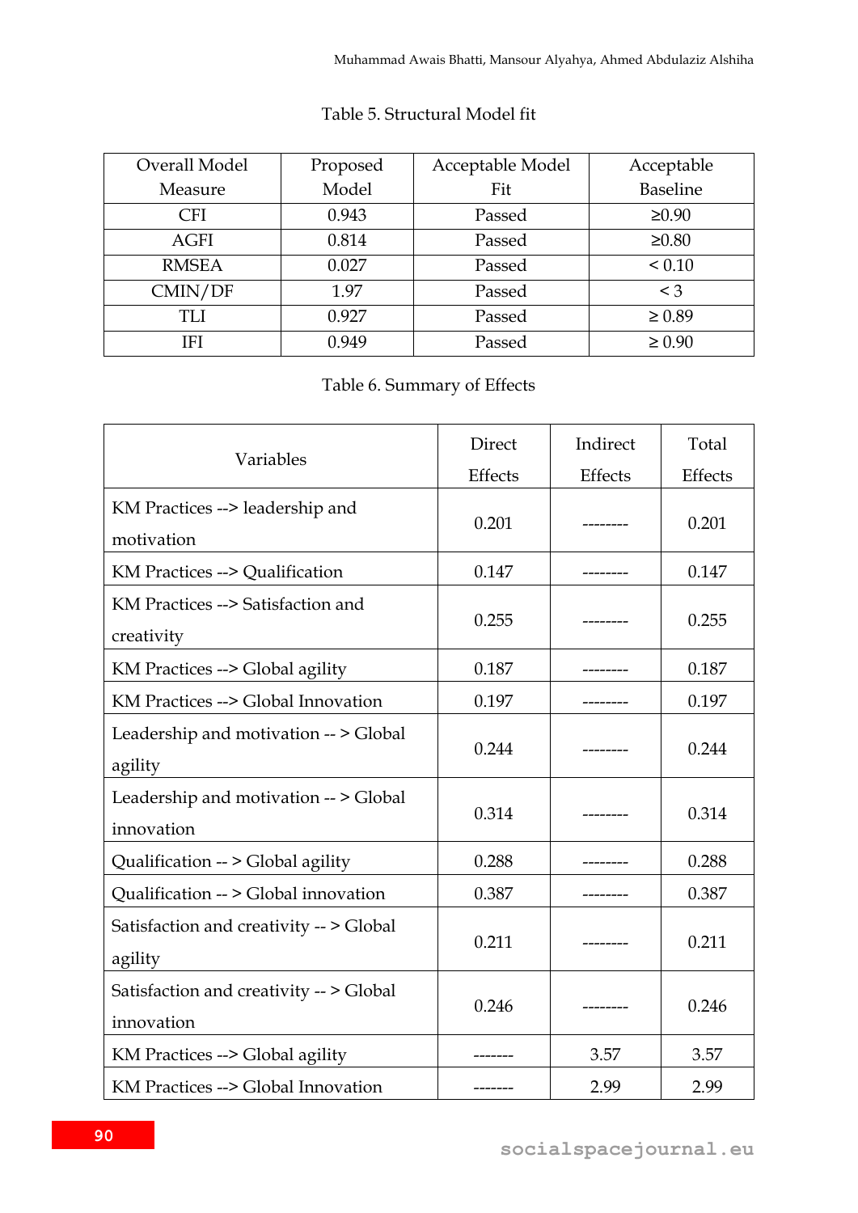Table 5. Structural Model fit

| Overall Model Measure | Proposed Model | Acceptable Model Fit | Acceptable Baseline |
|---|---|---|---|
| CFI | 0.943 | Passed | ≥0.90 |
| AGFI | 0.814 | Passed | ≥0.80 |
| RMSEA | 0.027 | Passed | < 0.10 |
| CMIN/DF | 1.97 | Passed | < 3 |
| TLI | 0.927 | Passed | ≥ 0.89 |
| IFI | 0.949 | Passed | ≥ 0.90 |

Table 6. Summary of Effects

| Variables | Direct Effects | Indirect Effects | Total Effects |
|---|---|---|---|
| KM Practices --> leadership and motivation | 0.201 | -------- | 0.201 |
| KM Practices --> Qualification | 0.147 | -------- | 0.147 |
| KM Practices --> Satisfaction and creativity | 0.255 | -------- | 0.255 |
| KM Practices --> Global agility | 0.187 | -------- | 0.187 |
| KM Practices --> Global Innovation | 0.197 | -------- | 0.197 |
| Leadership and motivation -- > Global agility | 0.244 | -------- | 0.244 |
| Leadership and motivation -- > Global innovation | 0.314 | -------- | 0.314 |
| Qualification -- > Global agility | 0.288 | -------- | 0.288 |
| Qualification -- > Global innovation | 0.387 | -------- | 0.387 |
| Satisfaction and creativity -- > Global agility | 0.211 | -------- | 0.211 |
| Satisfaction and creativity -- > Global innovation | 0.246 | -------- | 0.246 |
| KM Practices --> Global agility | ------- | 3.57 | 3.57 |
| KM Practices --> Global Innovation | ------- | 2.99 | 2.99 |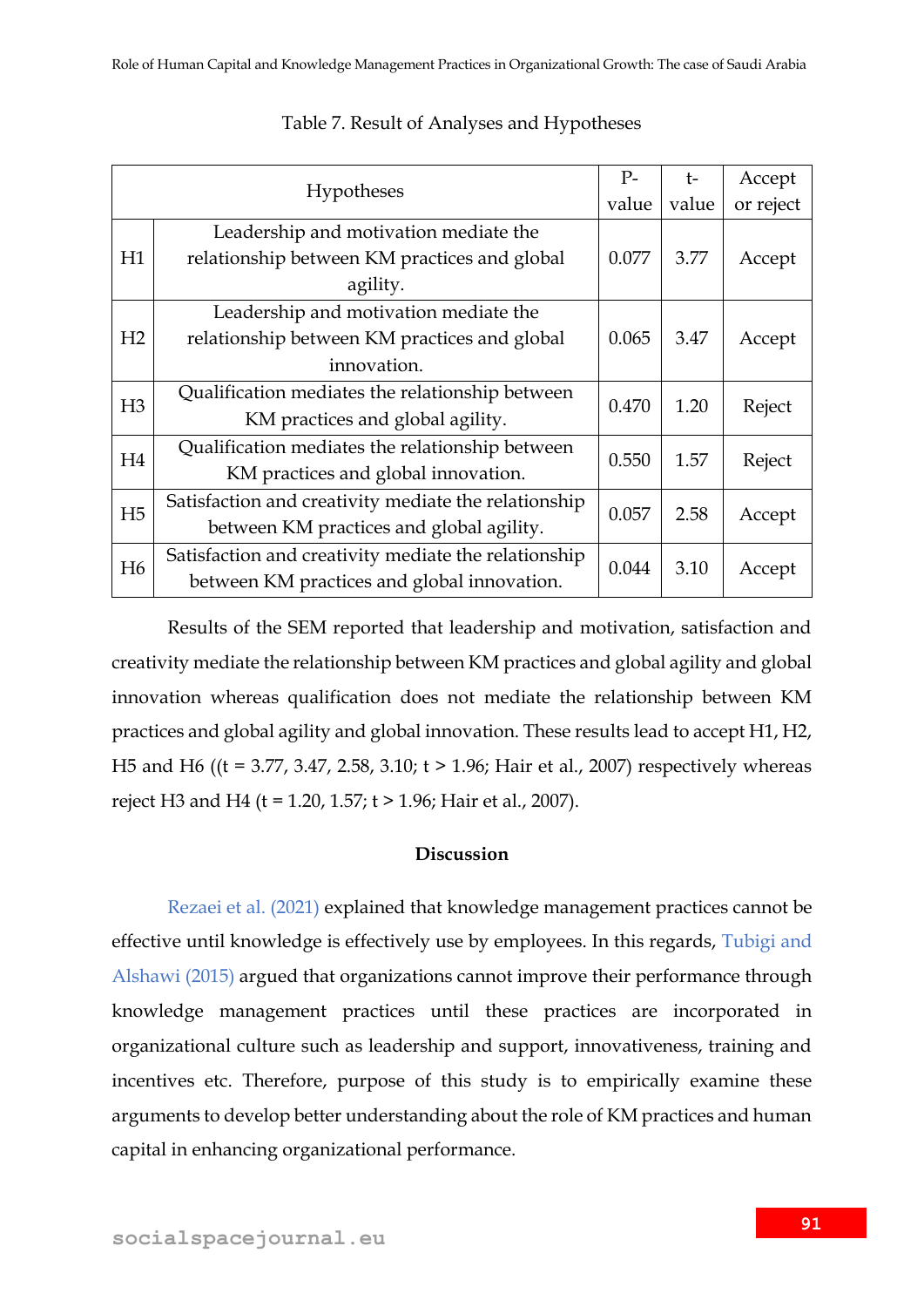Table 7. Result of Analyses and Hypotheses

| Hypotheses | | P-value | t-value | Accept or reject |
|---|---|---|---|---|
| H1 | Leadership and motivation mediate the relationship between KM practices and global agility. | 0.077 | 3.77 | Accept |
| H2 | Leadership and motivation mediate the relationship between KM practices and global innovation. | 0.065 | 3.47 | Accept |
| H3 | Qualification mediates the relationship between KM practices and global agility. | 0.470 | 1.20 | Reject |
| H4 | Qualification mediates the relationship between KM practices and global innovation. | 0.550 | 1.57 | Reject |
| H5 | Satisfaction and creativity mediate the relationship between KM practices and global agility. | 0.057 | 2.58 | Accept |
| H6 | Satisfaction and creativity mediate the relationship between KM practices and global innovation. | 0.044 | 3.10 | Accept |

Results of the SEM reported that leadership and motivation, satisfaction and creativity mediate the relationship between KM practices and global agility and global innovation whereas qualification does not mediate the relationship between KM practices and global agility and global innovation. These results lead to accept H1, H2, H5 and H6 (($t = 3.77, 3.47, 2.58, 3.10$; $t > 1.96$; Hair et al., 2007) respectively whereas reject H3 and H4 ($t = 1.20, 1.57$; $t > 1.96$; Hair et al., 2007).

## Discussion

Rezaei et al. (2021) explained that knowledge management practices cannot be effective until knowledge is effectively use by employees. In this regards, Tubigi and Alshawi (2015) argued that organizations cannot improve their performance through knowledge management practices until these practices are incorporated in organizational culture such as leadership and support, innovativeness, training and incentives etc. Therefore, purpose of this study is to empirically examine these arguments to develop better understanding about the role of KM practices and human capital in enhancing organizational performance.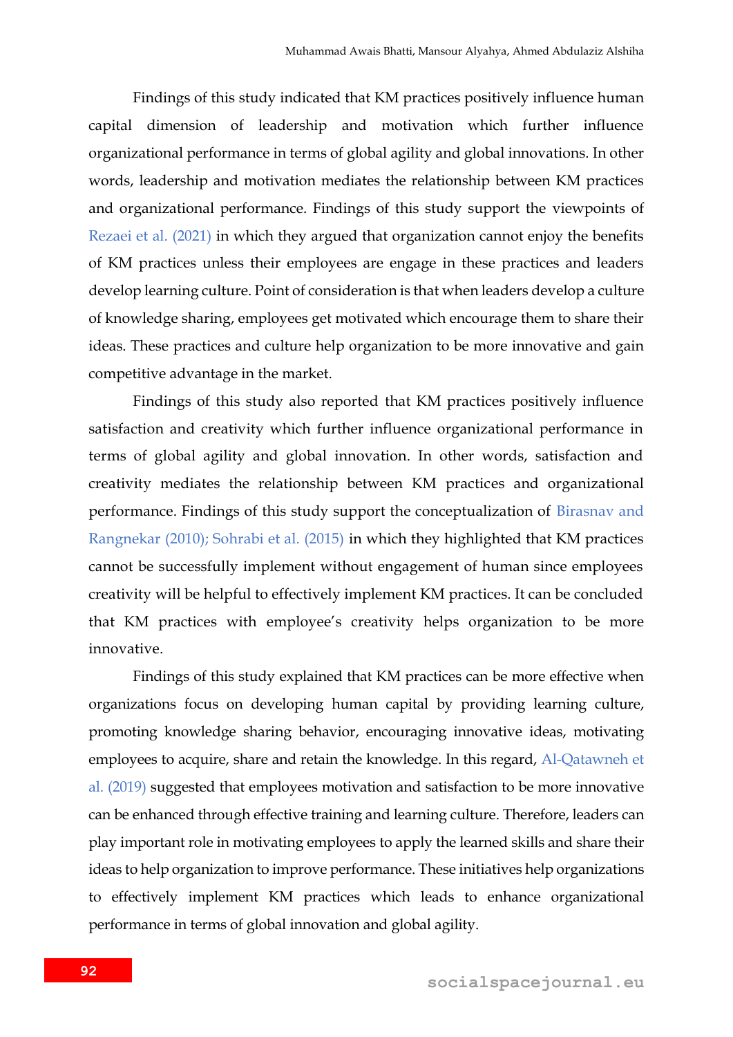Findings of this study indicated that KM practices positively influence human capital dimension of leadership and motivation which further influence organizational performance in terms of global agility and global innovations. In other words, leadership and motivation mediates the relationship between KM practices and organizational performance. Findings of this study support the viewpoints of Rezaei et al. (2021) in which they argued that organization cannot enjoy the benefits of KM practices unless their employees are engage in these practices and leaders develop learning culture. Point of consideration is that when leaders develop a culture of knowledge sharing, employees get motivated which encourage them to share their ideas. These practices and culture help organization to be more innovative and gain competitive advantage in the market.

Findings of this study also reported that KM practices positively influence satisfaction and creativity which further influence organizational performance in terms of global agility and global innovation. In other words, satisfaction and creativity mediates the relationship between KM practices and organizational performance. Findings of this study support the conceptualization of Birasnav and Rangnekar (2010); Sohrabi et al. (2015) in which they highlighted that KM practices cannot be successfully implement without engagement of human since employees creativity will be helpful to effectively implement KM practices. It can be concluded that KM practices with employee's creativity helps organization to be more innovative.

Findings of this study explained that KM practices can be more effective when organizations focus on developing human capital by providing learning culture, promoting knowledge sharing behavior, encouraging innovative ideas, motivating employees to acquire, share and retain the knowledge. In this regard, Al-Qatawneh et al. (2019) suggested that employees motivation and satisfaction to be more innovative can be enhanced through effective training and learning culture. Therefore, leaders can play important role in motivating employees to apply the learned skills and share their ideas to help organization to improve performance. These initiatives help organizations to effectively implement KM practices which leads to enhance organizational performance in terms of global innovation and global agility.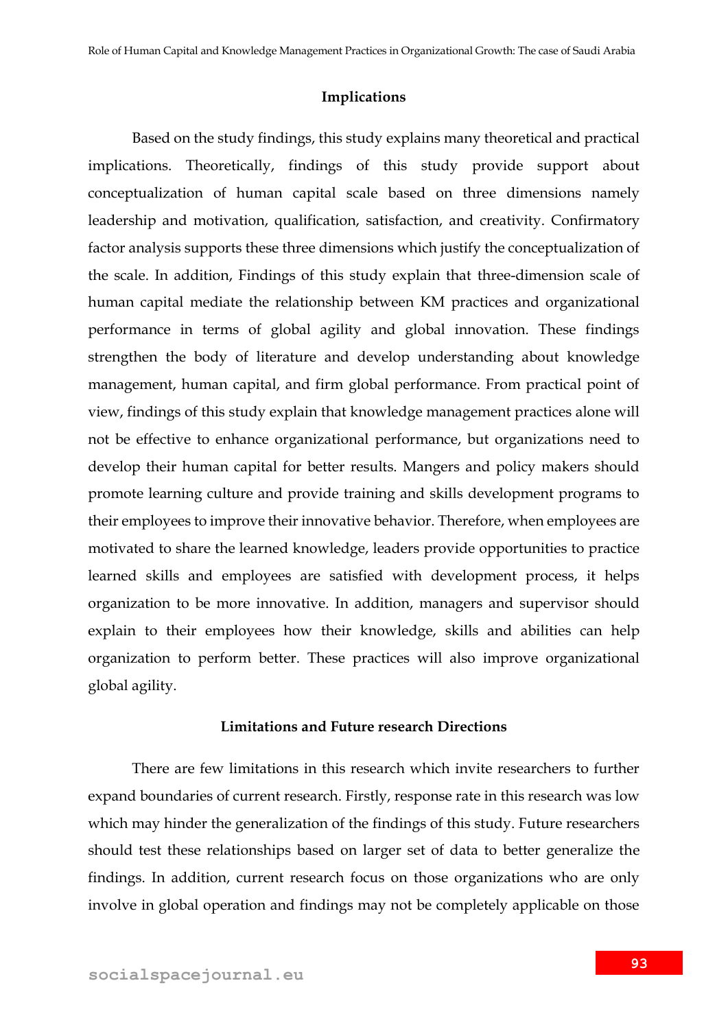## Implications

Based on the study findings, this study explains many theoretical and practical implications. Theoretically, findings of this study provide support about conceptualization of human capital scale based on three dimensions namely leadership and motivation, qualification, satisfaction, and creativity. Confirmatory factor analysis supports these three dimensions which justify the conceptualization of the scale. In addition, Findings of this study explain that three-dimension scale of human capital mediate the relationship between KM practices and organizational performance in terms of global agility and global innovation. These findings strengthen the body of literature and develop understanding about knowledge management, human capital, and firm global performance. From practical point of view, findings of this study explain that knowledge management practices alone will not be effective to enhance organizational performance, but organizations need to develop their human capital for better results. Mangers and policy makers should promote learning culture and provide training and skills development programs to their employees to improve their innovative behavior. Therefore, when employees are motivated to share the learned knowledge, leaders provide opportunities to practice learned skills and employees are satisfied with development process, it helps organization to be more innovative. In addition, managers and supervisor should explain to their employees how their knowledge, skills and abilities can help organization to perform better. These practices will also improve organizational global agility.

## Limitations and Future research Directions

There are few limitations in this research which invite researchers to further expand boundaries of current research. Firstly, response rate in this research was low which may hinder the generalization of the findings of this study. Future researchers should test these relationships based on larger set of data to better generalize the findings. In addition, current research focus on those organizations who are only involve in global operation and findings may not be completely applicable on those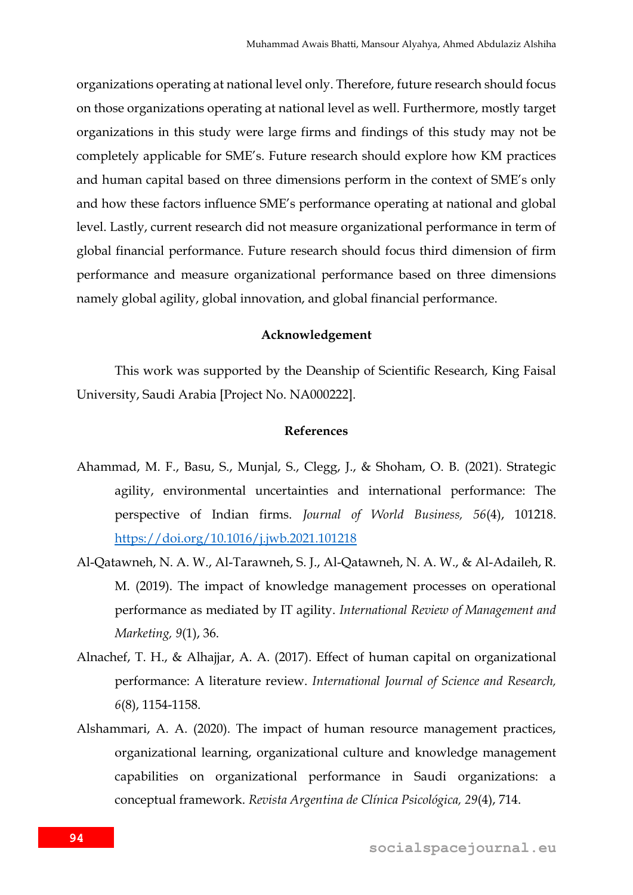organizations operating at national level only. Therefore, future research should focus on those organizations operating at national level as well. Furthermore, mostly target organizations in this study were large firms and findings of this study may not be completely applicable for SME's. Future research should explore how KM practices and human capital based on three dimensions perform in the context of SME's only and how these factors influence SME's performance operating at national and global level. Lastly, current research did not measure organizational performance in term of global financial performance. Future research should focus third dimension of firm performance and measure organizational performance based on three dimensions namely global agility, global innovation, and global financial performance.

## Acknowledgement

This work was supported by the Deanship of Scientific Research, King Faisal University, Saudi Arabia [Project No. NA000222].

## References

Ahammad, M. F., Basu, S., Munjal, S., Clegg, J., & Shoham, O. B. (2021). Strategic agility, environmental uncertainties and international performance: The perspective of Indian firms. *Journal of World Business, 56*(4), 101218. https://doi.org/10.1016/j.jwb.2021.101218

Al-Qatawneh, N. A. W., Al-Tarawneh, S. J., Al-Qatawneh, N. A. W., & Al-Adaileh, R. M. (2019). The impact of knowledge management processes on operational performance as mediated by IT agility. *International Review of Management and Marketing, 9*(1), 36.

Alnachef, T. H., & Alhajjar, A. A. (2017). Effect of human capital on organizational performance: A literature review. *International Journal of Science and Research, 6*(8), 1154-1158.

Alshammari, A. A. (2020). The impact of human resource management practices, organizational learning, organizational culture and knowledge management capabilities on organizational performance in Saudi organizations: a conceptual framework. *Revista Argentina de Clínica Psicológica, 29*(4), 714.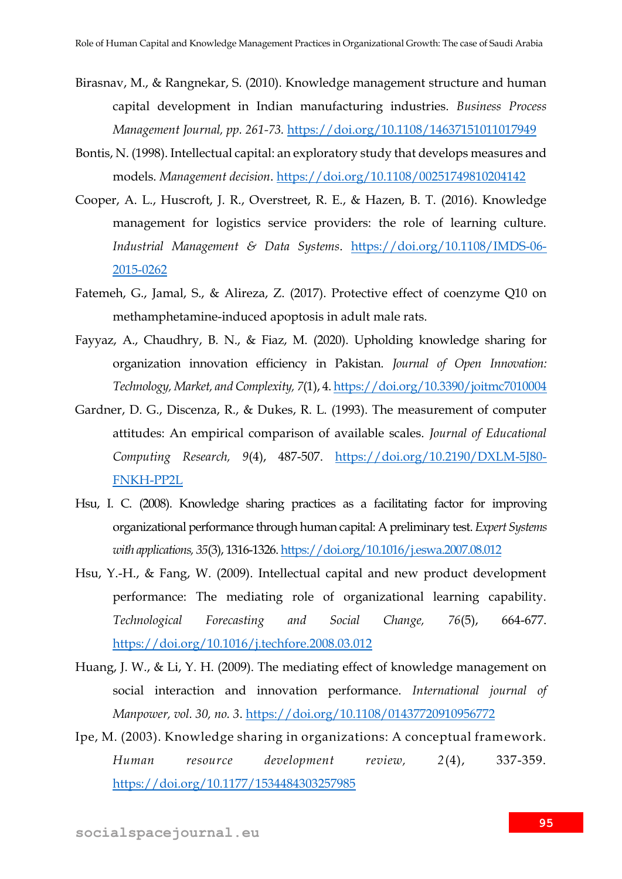Birasnav, M., & Rangnekar, S. (2010). Knowledge management structure and human capital development in Indian manufacturing industries. *Business Process Management Journal, pp. 261-73.* https://doi.org/10.1108/14637151011017949

Bontis, N. (1998). Intellectual capital: an exploratory study that develops measures and models. *Management decision*. https://doi.org/10.1108/00251749810204142

Cooper, A. L., Huscroft, J. R., Overstreet, R. E., & Hazen, B. T. (2016). Knowledge management for logistics service providers: the role of learning culture. *Industrial Management & Data Systems*. https://doi.org/10.1108/IMDS-06-2015-0262

Fatemeh, G., Jamal, S., & Alireza, Z. (2017). Protective effect of coenzyme Q10 on methamphetamine-induced apoptosis in adult male rats.

Fayyaz, A., Chaudhry, B. N., & Fiaz, M. (2020). Upholding knowledge sharing for organization innovation efficiency in Pakistan. *Journal of Open Innovation: Technology, Market, and Complexity, 7*(1), 4. https://doi.org/10.3390/joitmc7010004

Gardner, D. G., Discenza, R., & Dukes, R. L. (1993). The measurement of computer attitudes: An empirical comparison of available scales. *Journal of Educational Computing Research, 9*(4), 487-507. https://doi.org/10.2190/DXLM-5J80-FNKH-PP2L

Hsu, I. C. (2008). Knowledge sharing practices as a facilitating factor for improving organizational performance through human capital: A preliminary test. *Expert Systems with applications, 35*(3), 1316-1326. https://doi.org/10.1016/j.eswa.2007.08.012

Hsu, Y.-H., & Fang, W. (2009). Intellectual capital and new product development performance: The mediating role of organizational learning capability. *Technological Forecasting and Social Change, 76*(5), 664-677. https://doi.org/10.1016/j.techfore.2008.03.012

Huang, J. W., & Li, Y. H. (2009). The mediating effect of knowledge management on social interaction and innovation performance. *International journal of Manpower, vol. 30, no. 3*. https://doi.org/10.1108/01437720910956772

Ipe, M. (2003). Knowledge sharing in organizations: A conceptual framework. *Human resource development review, 2*(4), 337-359. https://doi.org/10.1177/1534484303257985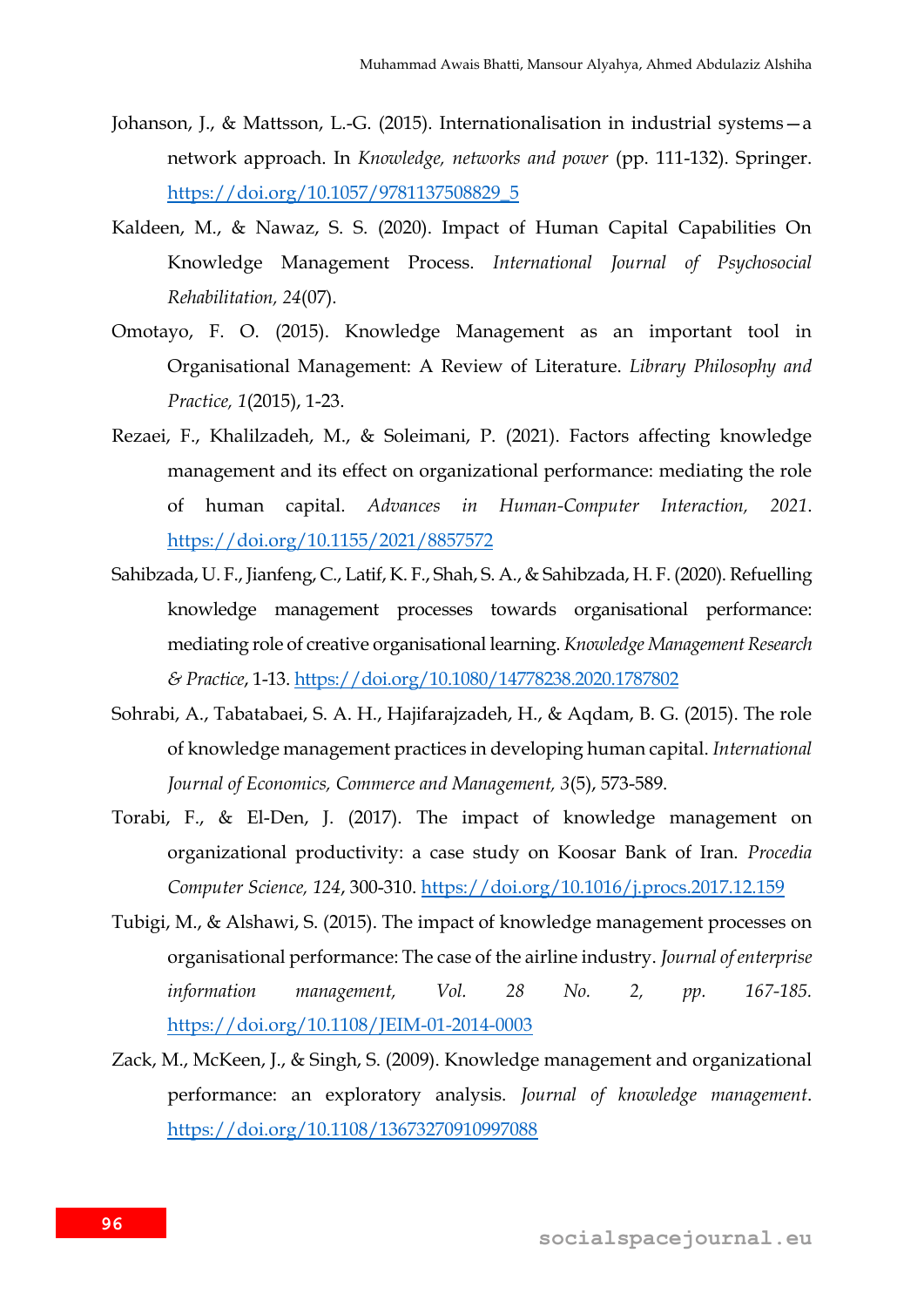Johanson, J., & Mattsson, L.-G. (2015). Internationalisation in industrial systems—a network approach. In *Knowledge, networks and power* (pp. 111-132). Springer. https://doi.org/10.1057/9781137508829_5

Kaldeen, M., & Nawaz, S. S. (2020). Impact of Human Capital Capabilities On Knowledge Management Process. *International Journal of Psychosocial Rehabilitation, 24*(07).

Omotayo, F. O. (2015). Knowledge Management as an important tool in Organisational Management: A Review of Literature. *Library Philosophy and Practice, 1*(2015), 1-23.

Rezaei, F., Khalilzadeh, M., & Soleimani, P. (2021). Factors affecting knowledge management and its effect on organizational performance: mediating the role of human capital. *Advances in Human-Computer Interaction, 2021*. https://doi.org/10.1155/2021/8857572

Sahibzada, U. F., Jianfeng, C., Latif, K. F., Shah, S. A., & Sahibzada, H. F. (2020). Refuelling knowledge management processes towards organisational performance: mediating role of creative organisational learning. *Knowledge Management Research & Practice*, 1-13. https://doi.org/10.1080/14778238.2020.1787802

Sohrabi, A., Tabatabaei, S. A. H., Hajifarajzadeh, H., & Aqdam, B. G. (2015). The role of knowledge management practices in developing human capital. *International Journal of Economics, Commerce and Management, 3*(5), 573-589.

Torabi, F., & El-Den, J. (2017). The impact of knowledge management on organizational productivity: a case study on Koosar Bank of Iran. *Procedia Computer Science, 124*, 300-310. https://doi.org/10.1016/j.procs.2017.12.159

Tubigi, M., & Alshawi, S. (2015). The impact of knowledge management processes on organisational performance: The case of the airline industry. *Journal of enterprise information management, Vol. 28 No. 2, pp. 167-185.* https://doi.org/10.1108/JEIM-01-2014-0003

Zack, M., McKeen, J., & Singh, S. (2009). Knowledge management and organizational performance: an exploratory analysis. *Journal of knowledge management*. https://doi.org/10.1108/13673270910997088